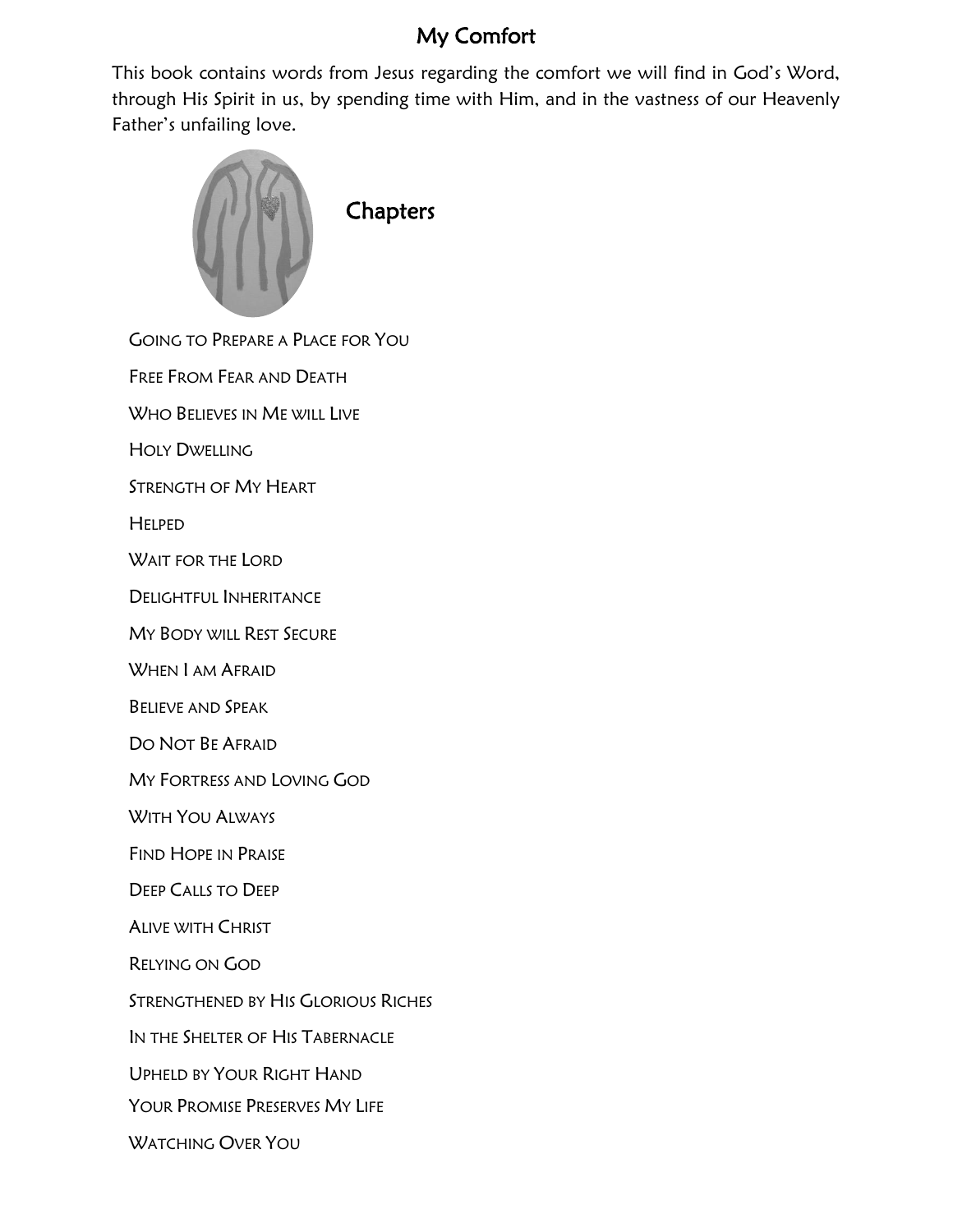# My Comfort

This book contains words from Jesus regarding the comfort we will find in God's Word, through His Spirit in us, by spending time with Him, and in the vastness of our Heavenly Father's unfailing love.

## Chapters

Going to Prepare a Place for You

Free From Fear and Death

Who Believes in Me will Live

Holy Dwelling

Strength of My Heart

Helped

Wait for the Lord

Delightful Inheritance

My Body will Rest Secure

When I am Afraid

Believe and Speak

Do Not Be Afraid

My Fortress and Loving God

With You Always

Find Hope in Praise

Deep Calls to Deep

Alive with Christ

Relying on God

Strengthened by His Glorious Riches

In the Shelter of His Tabernacle

Upheld by Your Right Hand

Your Promise Preserves My Life

Watching Over You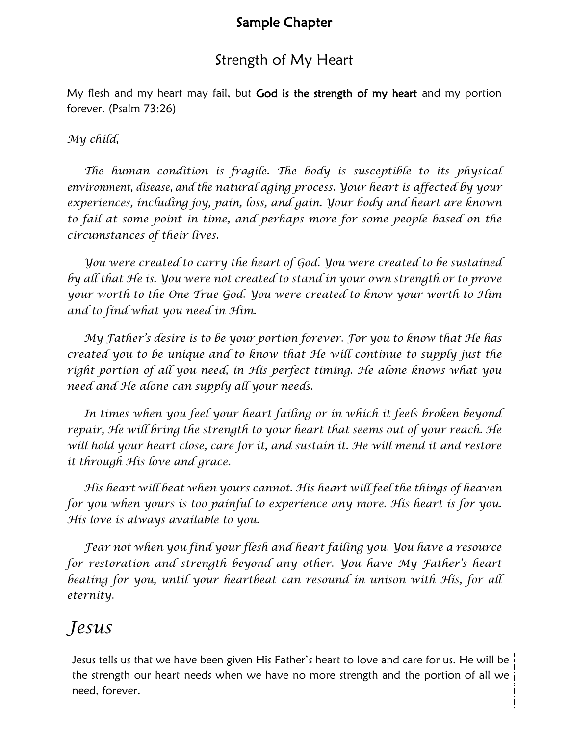# Sample Chapter

## Strength of My Heart

My flesh and my heart may fail, but **God is the strength of my heart** and my portion forever. (Psalm 73:26)

*My child,*

*The human condition is fragile. The body is susceptible to its physical environment, disease, and the natural aging process. Your heart is affected by your experiences, including joy, pain, loss, and gain. Your body and heart are known to fail at some point in time, and perhaps more for some people based on the circumstances of their lives.*

*You were created to carry the heart of God. You were created to be sustained by all that He is. You were not created to stand in your own strength or to prove your worth to the One True God. You were created to know your worth to Him and to find what you need in Him.*

*My Father's desire is to be your portion forever. For you to know that He has created you to be unique and to know that He will continue to supply just the right portion of all you need, in His perfect timing. He alone knows what you need and He alone can supply all your needs.*

*In times when you feel your heart failing or in which it feels broken beyond repair, He will bring the strength to your heart that seems out of your reach. He will hold your heart close, care for it, and sustain it. He will mend it and restore it through His love and grace.*

*His heart will beat when yours cannot. His heart will feel the things of heaven for you when yours is too painful to experience any more. His heart is for you. His love is always available to you.*

*Fear not when you find your flesh and heart failing you. You have a resource for restoration and strength beyond any other. You have My Father's heart beating for you, until your heartbeat can resound in unison with His, for all eternity.*

*Jesus*

Jesus tells us that we have been given His Father's heart to love and care for us. He will be the strength our heart needs when we have no more strength and the portion of all we need, forever.